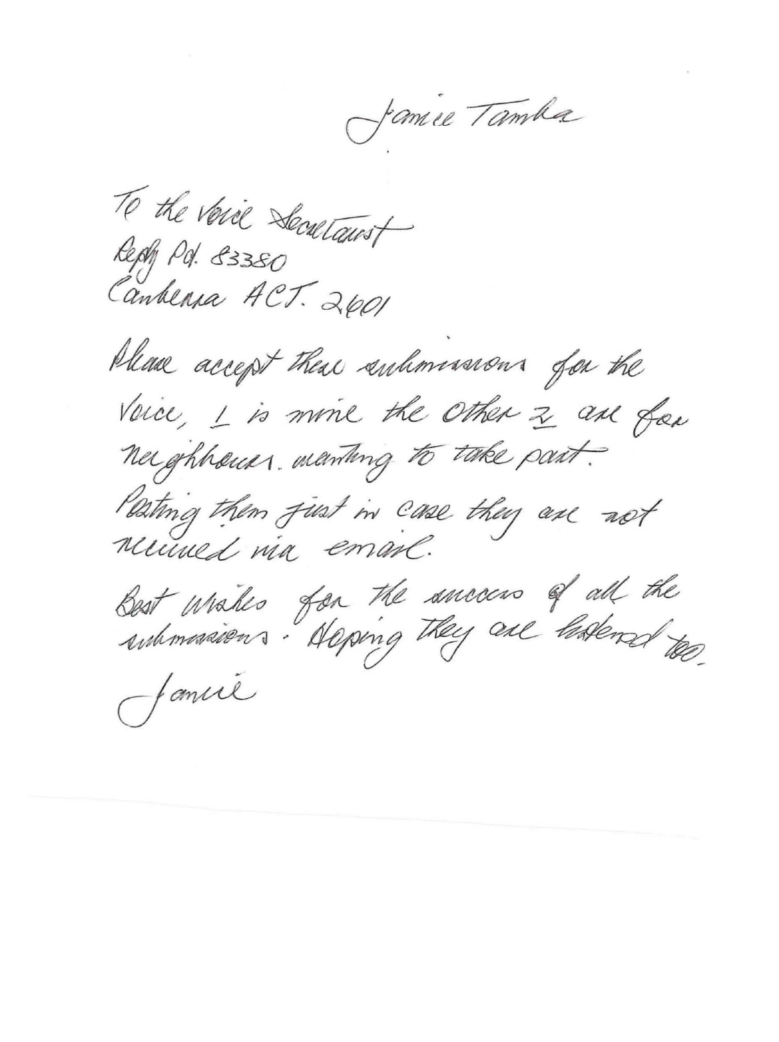Jamie Tamba

To the Voice Secretariat
Reply Pd. 83380
Canberra ACT. 2601

Please accept these submissions for the Voice, 1 is mine the other 2 are for neighbours wanting to take part. Posting them just in case they are not received via email.

Best wishes for the success of all the submissions. Hoping they are listened too.

Jamie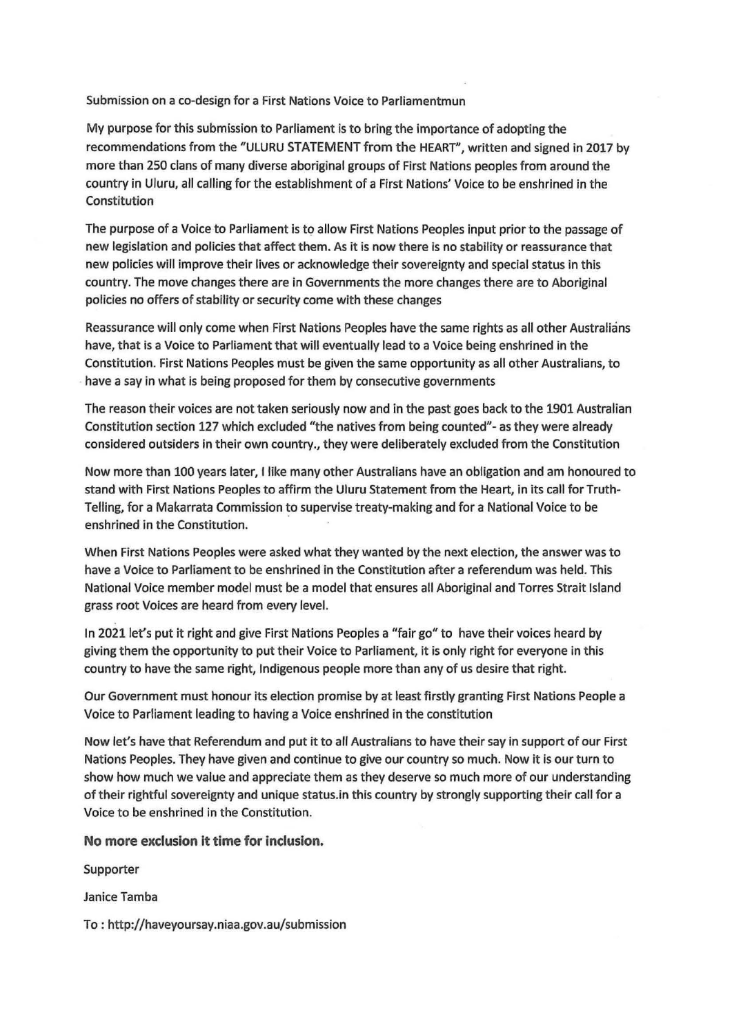Submission on a co-design for a First Nations Voice to Parliamentmun

My purpose for this submission to Parliament is to bring the importance of adopting the recommendations from the "ULURU STATEMENT from the HEART", written and signed in 2017 by more than 250 clans of many diverse aboriginal groups of First Nations peoples from around the country in Uluru, all calling for the establishment of a First Nations' Voice to be enshrined in the Constitution

The purpose of a Voice to Parliament is to allow First Nations Peoples input prior to the passage of new legislation and policies that affect them. As it is now there is no stability or reassurance that new policies will improve their lives or acknowledge their sovereignty and special status in this country. The move changes there are in Governments the more changes there are to Aboriginal policies no offers of stability or security come with these changes

Reassurance will only come when First Nations Peoples have the same rights as all other Australians have, that is a Voice to Parliament that will eventually lead to a Voice being enshrined in the Constitution. First Nations Peoples must be given the same opportunity as all other Australians, to have a say in what is being proposed for them by consecutive governments

The reason their voices are not taken seriously now and in the past goes back to the 1901 Australian Constitution section 127 which excluded "the natives from being counted"- as they were already considered outsiders in their own country., they were deliberately excluded from the Constitution

Now more than 100 years later, I like many other Australians have an obligation and am honoured to stand with First Nations Peoples to affirm the Uluru Statement from the Heart, in its call for Truth-Telling, for a Makarrata Commission to supervise treaty-making and for a National Voice to be enshrined in the Constitution.

When First Nations Peoples were asked what they wanted by the next election, the answer was to have a Voice to Parliament to be enshrined in the Constitution after a referendum was held. This National Voice member model must be a model that ensures all Aboriginal and Torres Strait Island grass root Voices are heard from every level.

In 2021 let's put it right and give First Nations Peoples a "fair go" to have their voices heard by giving them the opportunity to put their Voice to Parliament, it is only right for everyone in this country to have the same right, Indigenous people more than any of us desire that right.

Our Government must honour its election promise by at least firstly granting First Nations People a Voice to Parliament leading to having a Voice enshrined in the constitution

Now let's have that Referendum and put it to all Australians to have their say in support of our First Nations Peoples. They have given and continue to give our country so much. Now it is our turn to show how much we value and appreciate them as they deserve so much more of our understanding of their rightful sovereignty and unique status.in this country by strongly supporting their call for a Voice to be enshrined in the Constitution.

**No more exclusion it time for inclusion.**

Supporter

Janice Tamba

To : http://haveyoursay.niaa.gov.au/submission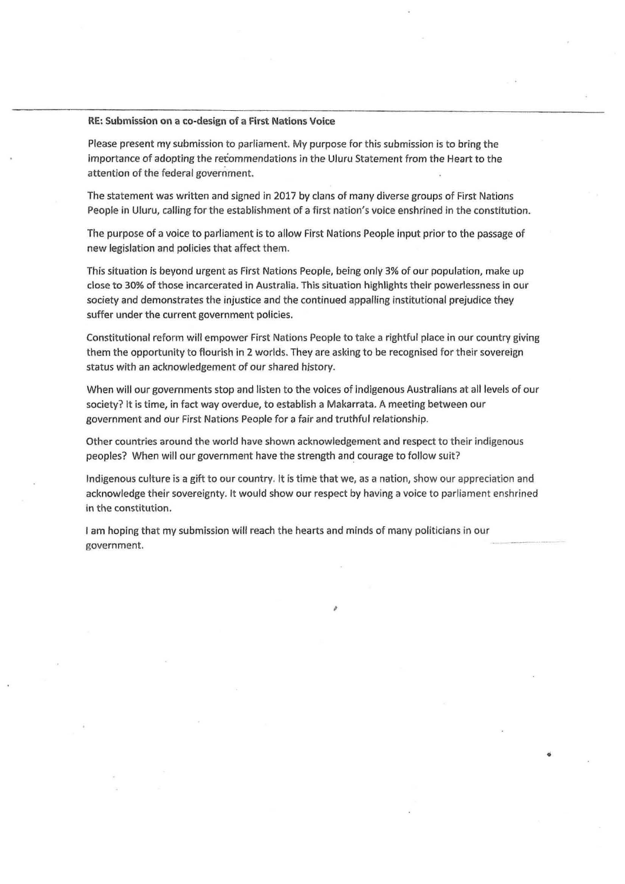**RE: Submission on a co-design of a First Nations Voice**

Please present my submission to parliament. My purpose for this submission is to bring the importance of adopting the recommendations in the Uluru Statement from the Heart to the attention of the federal government.

The statement was written and signed in 2017 by clans of many diverse groups of First Nations People in Uluru, calling for the establishment of a first nation's voice enshrined in the constitution.

The purpose of a voice to parliament is to allow First Nations People input prior to the passage of new legislation and policies that affect them.

This situation is beyond urgent as First Nations People, being only 3% of our population, make up close to 30% of those incarcerated in Australia. This situation highlights their powerlessness in our society and demonstrates the injustice and the continued appalling institutional prejudice they suffer under the current government policies.

Constitutional reform will empower First Nations People to take a rightful place in our country giving them the opportunity to flourish in 2 worlds. They are asking to be recognised for their sovereign status with an acknowledgement of our shared history.

When will our governments stop and listen to the voices of indigenous Australians at all levels of our society? It is time, in fact way overdue, to establish a Makarrata. A meeting between our government and our First Nations People for a fair and truthful relationship.

Other countries around the world have shown acknowledgement and respect to their indigenous peoples? When will our government have the strength and courage to follow suit?

Indigenous culture is a gift to our country. It is time that we, as a nation, show our appreciation and acknowledge their sovereignty. It would show our respect by having a voice to parliament enshrined in the constitution.

I am hoping that my submission will reach the hearts and minds of many politicians in our government.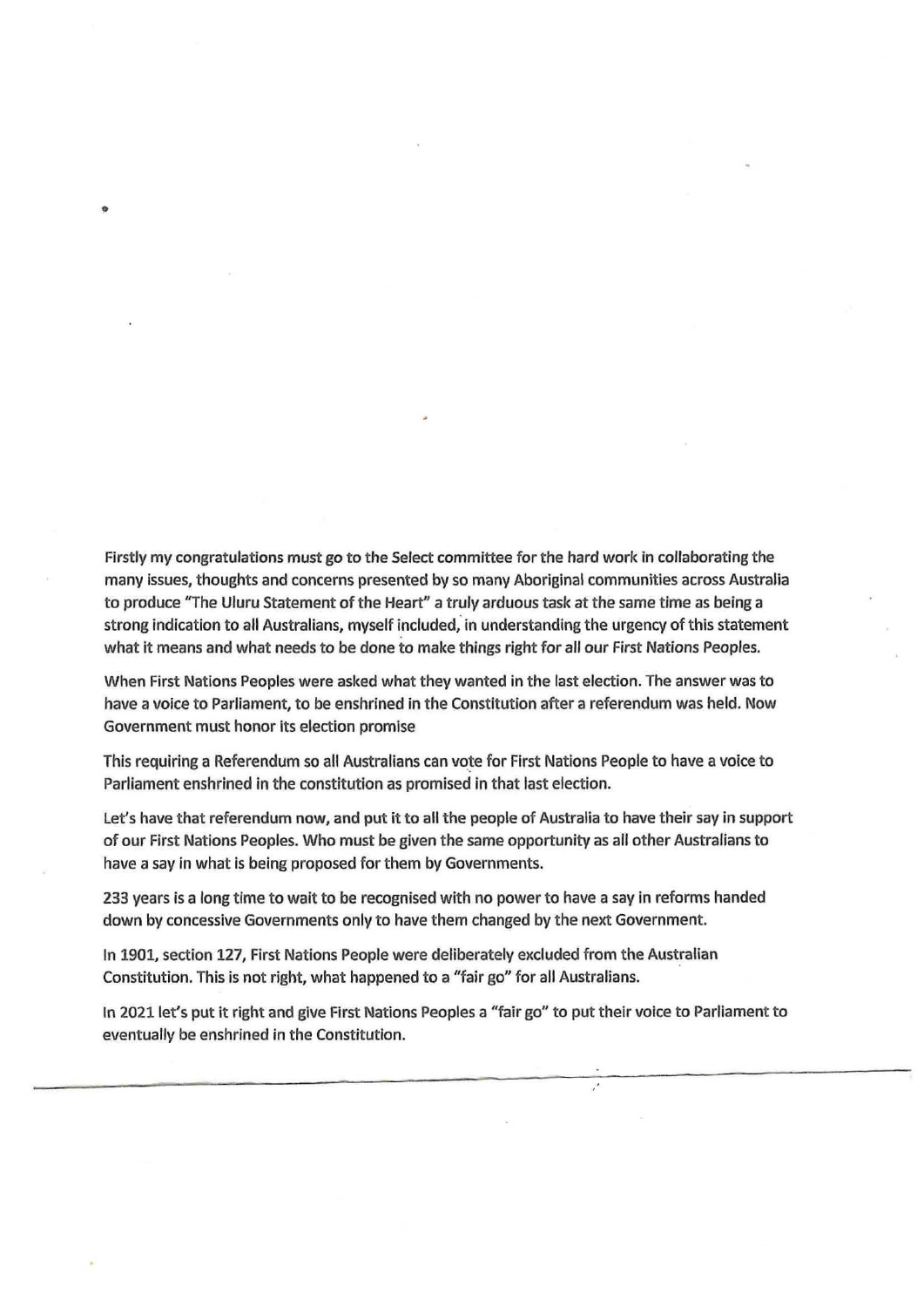Firstly my congratulations must go to the Select committee for the hard work in collaborating the many issues, thoughts and concerns presented by so many Aboriginal communities across Australia to produce "The Uluru Statement of the Heart" a truly arduous task at the same time as being a strong indication to all Australians, myself included, in understanding the urgency of this statement what it means and what needs to be done to make things right for all our First Nations Peoples.

When First Nations Peoples were asked what they wanted in the last election. The answer was to have a voice to Parliament, to be enshrined in the Constitution after a referendum was held. Now Government must honor its election promise

This requiring a Referendum so all Australians can vote for First Nations People to have a voice to Parliament enshrined in the constitution as promised in that last election.

Let's have that referendum now, and put it to all the people of Australia to have their say in support of our First Nations Peoples. Who must be given the same opportunity as all other Australians to have a say in what is being proposed for them by Governments.

233 years is a long time to wait to be recognised with no power to have a say in reforms handed down by concessive Governments only to have them changed by the next Government.

In 1901, section 127, First Nations People were deliberately excluded from the Australian Constitution. This is not right, what happened to a "fair go" for all Australians.

In 2021 let's put it right and give First Nations Peoples a "fair go" to put their voice to Parliament to eventually be enshrined in the Constitution.

---